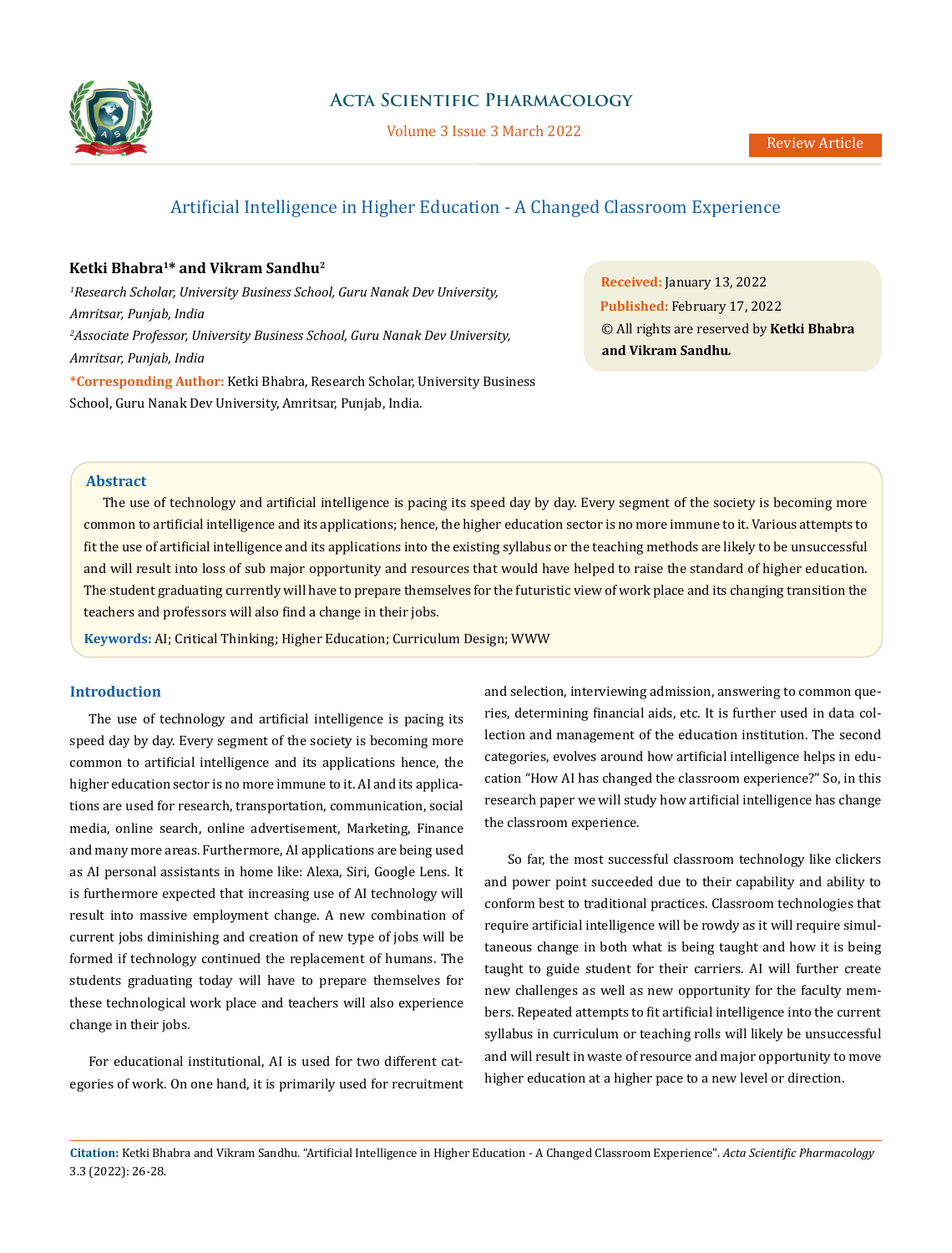# Artificial Intelligence in Higher Education - A Changed Classroom Experience

**Ketki Bhabra[1]* and Vikram Sandhu[2]**

[1]*Research Scholar, University Business School, Guru Nanak Dev University, Amritsar, Punjab, India*

[2]*Associate Professor, University Business School, Guru Nanak Dev University, Amritsar, Punjab, India*

**\*Corresponding Author:** Ketki Bhabra, Research Scholar, University Business School, Guru Nanak Dev University, Amritsar, Punjab, India.

**Received:** January 13, 2022
**Published:** February 17, 2022
© All rights are reserved by **Ketki Bhabra and Vikram Sandhu.**

## Abstract

The use of technology and artificial intelligence is pacing its speed day by day. Every segment of the society is becoming more common to artificial intelligence and its applications; hence, the higher education sector is no more immune to it. Various attempts to fit the use of artificial intelligence and its applications into the existing syllabus or the teaching methods are likely to be unsuccessful and will result into loss of sub major opportunity and resources that would have helped to raise the standard of higher education. The student graduating currently will have to prepare themselves for the futuristic view of work place and its changing transition the teachers and professors will also find a change in their jobs.

**Keywords:** AI; Critical Thinking; Higher Education; Curriculum Design; WWW

## Introduction

The use of technology and artificial intelligence is pacing its speed day by day. Every segment of the society is becoming more common to artificial intelligence and its applications hence, the higher education sector is no more immune to it. AI and its applications are used for research, transportation, communication, social media, online search, online advertisement, Marketing, Finance and many more areas. Furthermore, AI applications are being used as AI personal assistants in home like: Alexa, Siri, Google Lens. It is furthermore expected that increasing use of AI technology will result into massive employment change. A new combination of current jobs diminishing and creation of new type of jobs will be formed if technology continued the replacement of humans. The students graduating today will have to prepare themselves for these technological work place and teachers will also experience change in their jobs.

For educational institutional, AI is used for two different categories of work. On one hand, it is primarily used for recruitment and selection, interviewing admission, answering to common queries, determining financial aids, etc. It is further used in data collection and management of the education institution. The second categories, evolves around how artificial intelligence helps in education "How AI has changed the classroom experience?" So, in this research paper we will study how artificial intelligence has change the classroom experience.

So far, the most successful classroom technology like clickers and power point succeeded due to their capability and ability to conform best to traditional practices. Classroom technologies that require artificial intelligence will be rowdy as it will require simultaneous change in both what is being taught and how it is being taught to guide student for their carriers. AI will further create new challenges as well as new opportunity for the faculty members. Repeated attempts to fit artificial intelligence into the current syllabus in curriculum or teaching rolls will likely be unsuccessful and will result in waste of resource and major opportunity to move higher education at a higher pace to a new level or direction.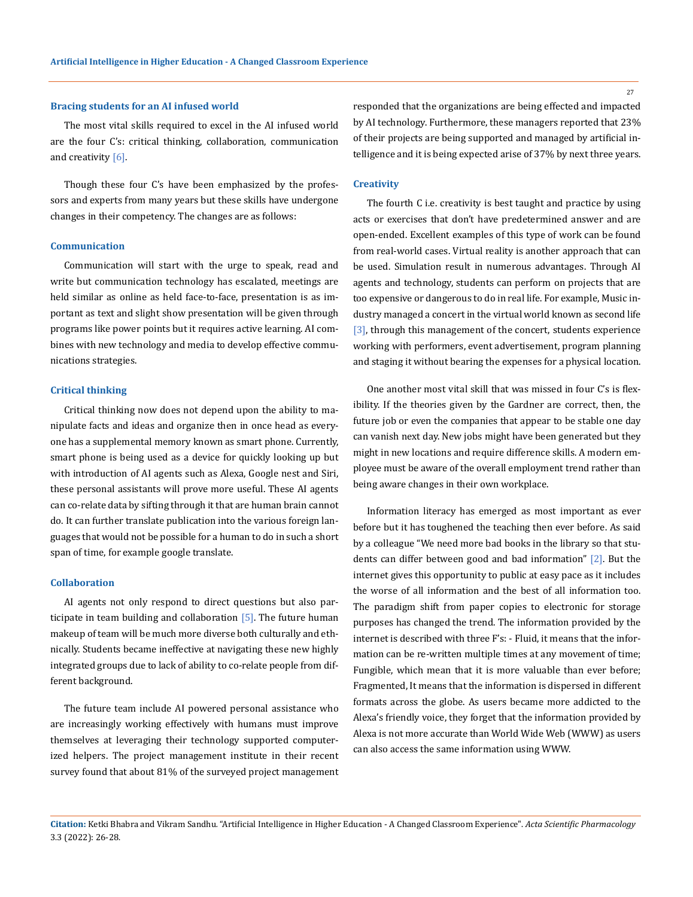## Bracing students for an AI infused world

The most vital skills required to excel in the AI infused world are the four C's: critical thinking, collaboration, communication and creativity [6].

Though these four C's have been emphasized by the professors and experts from many years but these skills have undergone changes in their competency. The changes are as follows:

### Communication

Communication will start with the urge to speak, read and write but communication technology has escalated, meetings are held similar as online as held face-to-face, presentation is as important as text and slight show presentation will be given through programs like power points but it requires active learning. AI combines with new technology and media to develop effective communications strategies.

### Critical thinking

Critical thinking now does not depend upon the ability to manipulate facts and ideas and organize then in once head as everyone has a supplemental memory known as smart phone. Currently, smart phone is being used as a device for quickly looking up but with introduction of AI agents such as Alexa, Google nest and Siri, these personal assistants will prove more useful. These AI agents can co-relate data by sifting through it that are human brain cannot do. It can further translate publication into the various foreign languages that would not be possible for a human to do in such a short span of time, for example google translate.

### Collaboration

AI agents not only respond to direct questions but also participate in team building and collaboration [5]. The future human makeup of team will be much more diverse both culturally and ethnically. Students became ineffective at navigating these new highly integrated groups due to lack of ability to co-relate people from different background.

The future team include AI powered personal assistance who are increasingly working effectively with humans must improve themselves at leveraging their technology supported computerized helpers. The project management institute in their recent survey found that about 81% of the surveyed project management responded that the organizations are being effected and impacted by AI technology. Furthermore, these managers reported that 23% of their projects are being supported and managed by artificial intelligence and it is being expected arise of 37% by next three years.

### Creativity

The fourth C i.e. creativity is best taught and practice by using acts or exercises that don't have predetermined answer and are open-ended. Excellent examples of this type of work can be found from real-world cases. Virtual reality is another approach that can be used. Simulation result in numerous advantages. Through AI agents and technology, students can perform on projects that are too expensive or dangerous to do in real life. For example, Music industry managed a concert in the virtual world known as second life [3], through this management of the concert, students experience working with performers, event advertisement, program planning and staging it without bearing the expenses for a physical location.

One another most vital skill that was missed in four C's is flexibility. If the theories given by the Gardner are correct, then, the future job or even the companies that appear to be stable one day can vanish next day. New jobs might have been generated but they might in new locations and require difference skills. A modern employee must be aware of the overall employment trend rather than being aware changes in their own workplace.

Information literacy has emerged as most important as ever before but it has toughened the teaching then ever before. As said by a colleague "We need more bad books in the library so that students can differ between good and bad information" [2]. But the internet gives this opportunity to public at easy pace as it includes the worse of all information and the best of all information too. The paradigm shift from paper copies to electronic for storage purposes has changed the trend. The information provided by the internet is described with three F's: - Fluid, it means that the information can be re-written multiple times at any movement of time; Fungible, which mean that it is more valuable than ever before; Fragmented, It means that the information is dispersed in different formats across the globe. As users became more addicted to the Alexa's friendly voice, they forget that the information provided by Alexa is not more accurate than World Wide Web (WWW) as users can also access the same information using WWW.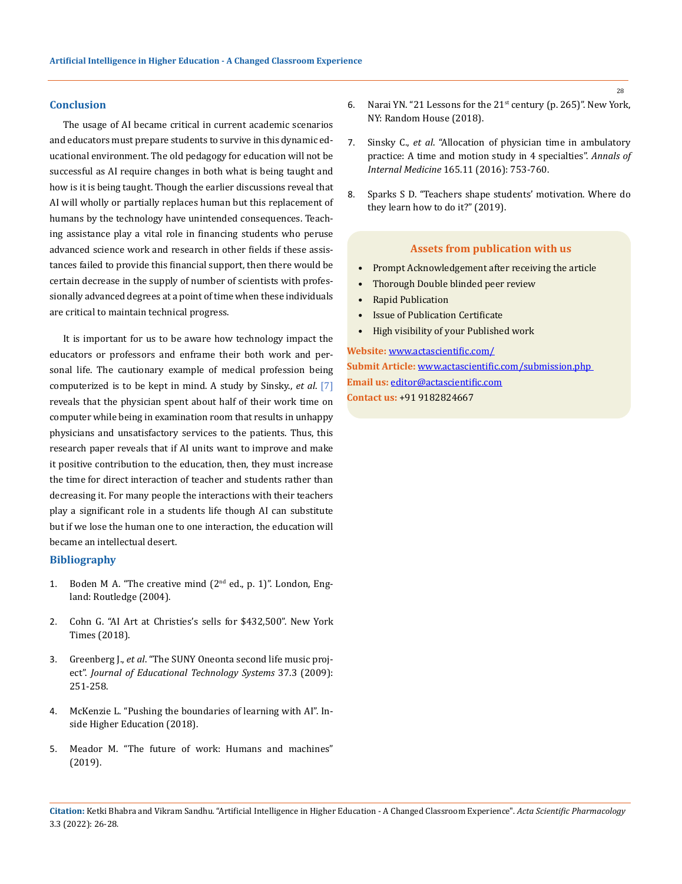## Conclusion

The usage of AI became critical in current academic scenarios and educators must prepare students to survive in this dynamic educational environment. The old pedagogy for education will not be successful as AI require changes in both what is being taught and how is it is being taught. Though the earlier discussions reveal that AI will wholly or partially replaces human but this replacement of humans by the technology have unintended consequences. Teaching assistance play a vital role in financing students who peruse advanced science work and research in other fields if these assistances failed to provide this financial support, then there would be certain decrease in the supply of number of scientists with professionally advanced degrees at a point of time when these individuals are critical to maintain technical progress.

It is important for us to be aware how technology impact the educators or professors and enframe their both work and personal life. The cautionary example of medical profession being computerized is to be kept in mind. A study by Sinsky., *et al*. [7] reveals that the physician spent about half of their work time on computer while being in examination room that results in unhappy physicians and unsatisfactory services to the patients. Thus, this research paper reveals that if AI units want to improve and make it positive contribution to the education, then, they must increase the time for direct interaction of teacher and students rather than decreasing it. For many people the interactions with their teachers play a significant role in a students life though AI can substitute but if we lose the human one to one interaction, the education will became an intellectual desert.

## Bibliography

1. Boden M A. "The creative mind (2nd ed., p. 1)". London, England: Routledge (2004).
2. Cohn G. "AI Art at Christies's sells for $432,500". New York Times (2018).
3. Greenberg J., *et al*. "The SUNY Oneonta second life music project". *Journal of Educational Technology Systems* 37.3 (2009): 251-258.
4. McKenzie L. "Pushing the boundaries of learning with AI". Inside Higher Education (2018).
5. Meador M. "The future of work: Humans and machines" (2019).
6. Narai YN. "21 Lessons for the 21st century (p. 265)". New York, NY: Random House (2018).
7. Sinsky C., *et al*. "Allocation of physician time in ambulatory practice: A time and motion study in 4 specialties". *Annals of Internal Medicine* 165.11 (2016): 753-760.
8. Sparks S D. "Teachers shape students' motivation. Where do they learn how to do it?" (2019).

**Assets from publication with us**

- Prompt Acknowledgement after receiving the article
- Thorough Double blinded peer review
- Rapid Publication
- Issue of Publication Certificate
- High visibility of your Published work

**Website:** www.actascientific.com/
**Submit Article:** www.actascientific.com/submission.php
**Email us:** editor@actascientific.com
**Contact us:** +91 9182824667